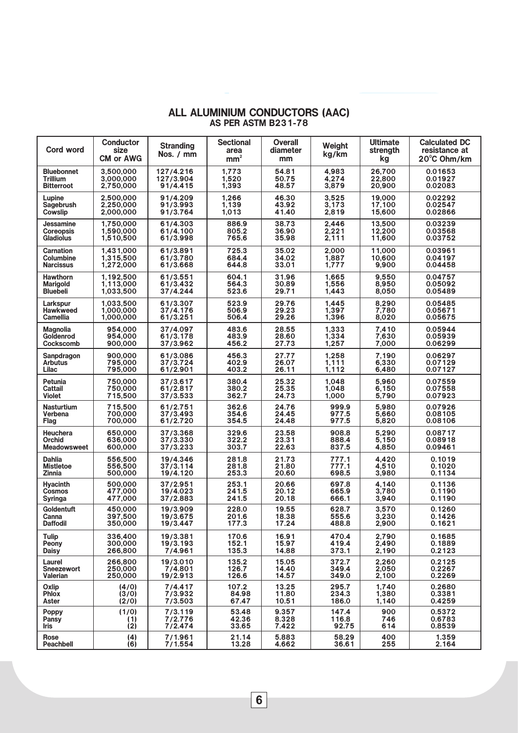## ALL ALUMINIUM CONDUCTORS (AAC)

### AS PER ASTM B231-78

| Cord word | Conductor size CM or AWG | Stranding Nos. / mm | Sectional area $mm^2$ | Overall diameter mm | Weight kg/km | Ultimate strength kg | Calculated DC resistance at 20°C Ohm/km |
|---|---|---|---|---|---|---|---|
| Bluebonnet | 3,500,000 | 127/4.216 | 1,773 | 54.81 | 4,983 | 26,700 | 0.01653 |
| Trillium | 3,000,000 | 127/3.904 | 1,520 | 50.75 | 4,274 | 22,800 | 0.01927 |
| Bitterroot | 2,750,000 | 91/4.415 | 1,393 | 48.57 | 3,879 | 20,900 | 0.02083 |
| Lupine | 2,500,000 | 91/4.209 | 1,266 | 46.30 | 3,525 | 19,000 | 0.02292 |
| Sagebrush | 2,250,000 | 91/3.993 | 1,139 | 43.92 | 3,173 | 17,100 | 0.02547 |
| Cowslip | 2,000,000 | 91/3.764 | 1,013 | 41.40 | 2,819 | 15,600 | 0.02866 |
| Jessamine | 1,750,000 | 61/4.303 | 886.9 | 38.73 | 2,446 | 13,500 | 0.03239 |
| Coreopsis | 1,590,000 | 61/4.100 | 805.2 | 36.90 | 2,221 | 12,200 | 0.03568 |
| Gladiolus | 1,510,500 | 61/3.998 | 765.6 | 35.98 | 2,111 | 11,600 | 0.03752 |
| Carnation | 1,431,000 | 61/3.891 | 725.3 | 35.02 | 2,000 | 11,000 | 0.03961 |
| Columbine | 1,315,500 | 61/3.780 | 684.4 | 34.02 | 1,887 | 10,600 | 0.04197 |
| Narcissus | 1,272,000 | 61/3.668 | 644.8 | 33.01 | 1,777 | 9,900 | 0.04458 |
| Hawthorn | 1,192,500 | 61/3.551 | 604.1 | 31.96 | 1,665 | 9,550 | 0.04757 |
| Marigold | 1,113,000 | 61/3.432 | 564.3 | 30.89 | 1,556 | 8,950 | 0.05092 |
| Bluebell | 1,033,500 | 37/4.244 | 523.6 | 29.71 | 1,443 | 8,050 | 0.05489 |
| Larkspur | 1,033,500 | 61/3.307 | 523.9 | 29.76 | 1,445 | 8,290 | 0.05485 |
| Hawkweed | 1,000,000 | 37/4.176 | 506.9 | 29.23 | 1,397 | 7,780 | 0.05671 |
| Camellia | 1,000,000 | 61/3.251 | 506.4 | 29.26 | 1,396 | 8,020 | 0.05675 |
| Magnolia | 954,000 | 37/4.097 | 483.6 | 28.55 | 1,333 | 7,410 | 0.05944 |
| Goldenrod | 954,000 | 61/3.178 | 483.9 | 28.60 | 1,334 | 7,630 | 0.05939 |
| Cockscomb | 900,000 | 37/3.962 | 456.2 | 27.73 | 1,257 | 7,000 | 0.06299 |
| Sanpdragon | 900,000 | 61/3.086 | 456.3 | 27.77 | 1,258 | 7,190 | 0.06297 |
| Arbutus | 795,000 | 37/3.724 | 402.9 | 26.07 | 1,111 | 6,330 | 0.07129 |
| Lilac | 795,000 | 61/2.901 | 403.2 | 26.11 | 1,112 | 6,480 | 0.07127 |
| Petunia | 750,000 | 37/3.617 | 380.4 | 25.32 | 1,048 | 5,960 | 0.07559 |
| Cattail | 750,000 | 61/2.817 | 380.2 | 25.35 | 1,048 | 6,150 | 0.07558 |
| Violet | 715,500 | 37/3.533 | 362.7 | 24.73 | 1,000 | 5,790 | 0.07923 |
| Nasturtium | 715,500 | 61/2.751 | 362.6 | 24.76 | 999.9 | 5,980 | 0.07926 |
| Verbena | 700,000 | 37/3.493 | 354.6 | 24.45 | 977.5 | 5,660 | 0.08105 |
| Flag | 700,000 | 61/2.720 | 354.5 | 24.48 | 977.5 | 5,820 | 0.08106 |
| Heuchera | 650,000 | 37/3.368 | 329.6 | 23.58 | 908.8 | 5,290 | 0.08717 |
| Orchid | 636,000 | 37/3.330 | 322.2 | 23.31 | 888.4 | 5,150 | 0.08918 |
| Meadowsweet | 600,000 | 37/3.233 | 303.7 | 22.63 | 837.5 | 4,850 | 0.09461 |
| Dahlia | 556,500 | 19/4.346 | 281.8 | 21.73 | 777.1 | 4,420 | 0.1019 |
| Mistletoe | 556,500 | 37/3.114 | 281.8 | 21.80 | 777.1 | 4,510 | 0.1020 |
| Zinnia | 500,000 | 19/4.120 | 253.3 | 20.60 | 698.5 | 3,980 | 0.1134 |
| Hyacinth | 500,000 | 37/2.951 | 253.1 | 20.66 | 697.8 | 4,140 | 0.1136 |
| Cosmos | 477,000 | 19/4.023 | 241.5 | 20.12 | 665.9 | 3,780 | 0.1190 |
| Syringa | 477,000 | 37/2.883 | 241.5 | 20.18 | 666.1 | 3,940 | 0.1190 |
| Goldentuft | 450,000 | 19/3.909 | 228.0 | 19.55 | 628.7 | 3,570 | 0.1260 |
| Canna | 397,500 | 19/3.675 | 201.6 | 18.38 | 555.6 | 3,230 | 0.1426 |
| Daffodil | 350,000 | 19/3.447 | 177.3 | 17.24 | 488.8 | 2,900 | 0.1621 |
| Tulip | 336,400 | 19/3.381 | 170.6 | 16.91 | 470.4 | 2,790 | 0.1685 |
| Peony | 300,000 | 19/3.193 | 152.1 | 15.97 | 419.4 | 2,490 | 0.1889 |
| Daisy | 266,800 | 7/4.961 | 135.3 | 14.88 | 373.1 | 2,190 | 0.2123 |
| Laurel | 266,800 | 19/3.010 | 135.2 | 15.05 | 372.7 | 2,260 | 0.2125 |
| Sneezewort | 250,000 | 7/4.801 | 126.7 | 14.40 | 349.4 | 2,050 | 0.2267 |
| Valerian | 250,000 | 19/2.913 | 126.6 | 14.57 | 349.0 | 2,100 | 0.2269 |
| Oxlip | (4/0) | 7/4.417 | 107.2 | 13.25 | 295.7 | 1,740 | 0.2680 |
| Phlox | (3/0) | 7/3.932 | 84.98 | 11.80 | 234.3 | 1,380 | 0.3381 |
| Aster | (2/0) | 7/3.503 | 67.47 | 10.51 | 186.0 | 1,140 | 0.4259 |
| Poppy | (1/0) | 7/3.119 | 53.48 | 9.357 | 147.4 | 900 | 0.5372 |
| Pansy | (1) | 7/2.776 | 42.36 | 8.328 | 116.8 | 746 | 0.6783 |
| Iris | (2) | 7/2.474 | 33.65 | 7.422 | 92.75 | 614 | 0.8539 |
| Rose | (4) | 7/1.961 | 21.14 | 5.883 | 58.29 | 400 | 1.359 |
| Peachbell | (6) | 7/1.554 | 13.28 | 4.662 | 36.61 | 255 | 2.164 |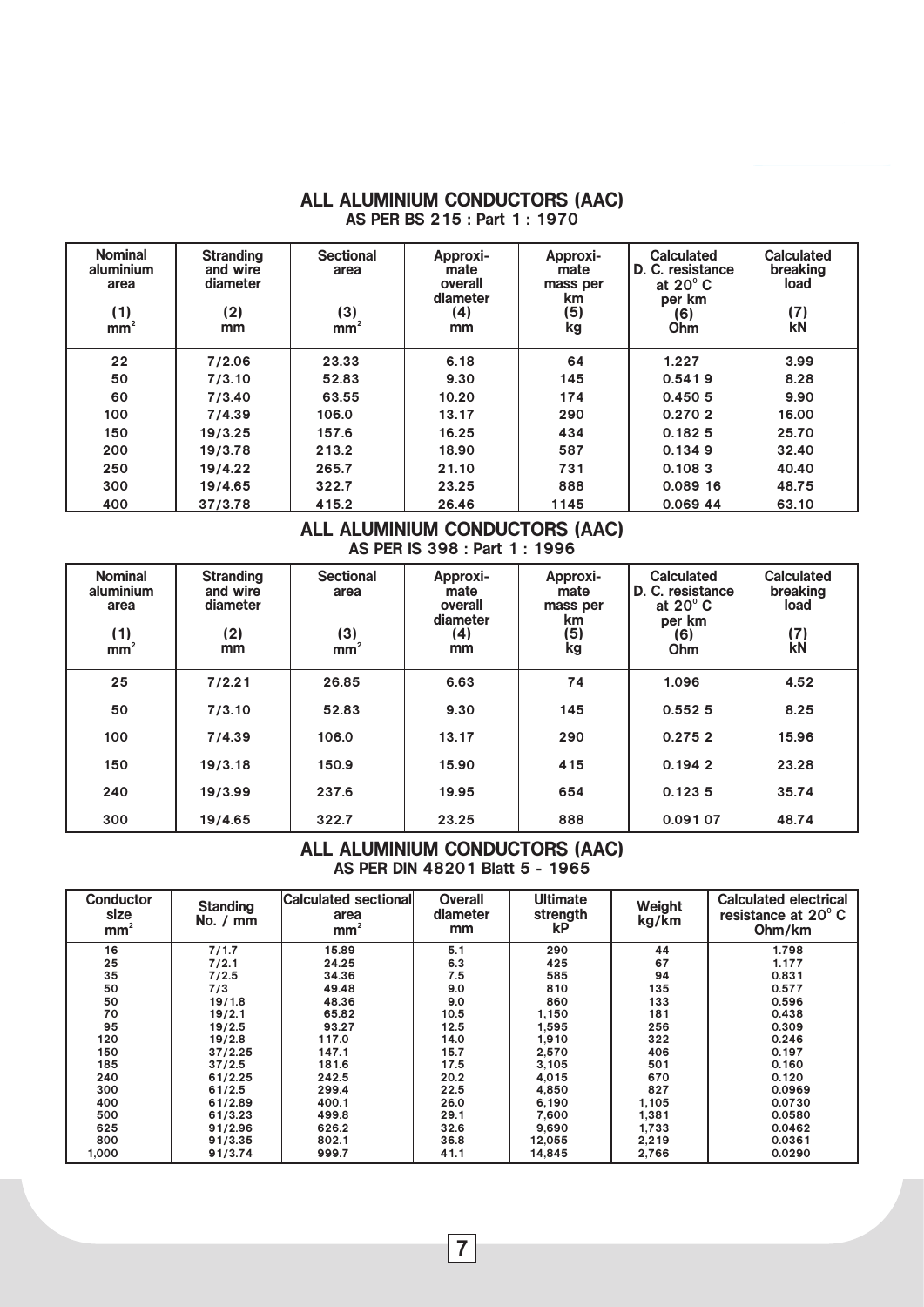## ALL ALUMINIUM CONDUCTORS (AAC)

### AS PER BS 215 : Part 1 : 1970

| Nominal aluminium area (1) mm$^2$ | Stranding and wire diameter (2) mm | Sectional area (3) mm$^2$ | Approximate overall diameter (4) mm | Approximate mass per km (5) kg | Calculated D. C. resistance at 20° C per km (6) Ohm | Calculated breaking load (7) kN |
|---|---|---|---|---|---|---|
| 22 | 7/2.06 | 23.33 | 6.18 | 64 | 1.227 | 3.99 |
| 50 | 7/3.10 | 52.83 | 9.30 | 145 | 0.541 9 | 8.28 |
| 60 | 7/3.40 | 63.55 | 10.20 | 174 | 0.450 5 | 9.90 |
| 100 | 7/4.39 | 106.0 | 13.17 | 290 | 0.270 2 | 16.00 |
| 150 | 19/3.25 | 157.6 | 16.25 | 434 | 0.182 5 | 25.70 |
| 200 | 19/3.78 | 213.2 | 18.90 | 587 | 0.134 9 | 32.40 |
| 250 | 19/4.22 | 265.7 | 21.10 | 731 | 0.108 3 | 40.40 |
| 300 | 19/4.65 | 322.7 | 23.25 | 888 | 0.089 16 | 48.75 |
| 400 | 37/3.78 | 415.2 | 26.46 | 1145 | 0.069 44 | 63.10 |

## ALL ALUMINIUM CONDUCTORS (AAC)

### AS PER IS 398 : Part 1 : 1996

| Nominal aluminium area (1) mm$^2$ | Stranding and wire diameter (2) mm | Sectional area (3) mm$^2$ | Approximate overall diameter (4) mm | Approximate mass per km (5) kg | Calculated D. C. resistance at 20° C per km (6) Ohm | Calculated breaking load (7) kN |
|---|---|---|---|---|---|---|
| 25 | 7/2.21 | 26.85 | 6.63 | 74 | 1.096 | 4.52 |
| 50 | 7/3.10 | 52.83 | 9.30 | 145 | 0.552 5 | 8.25 |
| 100 | 7/4.39 | 106.0 | 13.17 | 290 | 0.275 2 | 15.96 |
| 150 | 19/3.18 | 150.9 | 15.90 | 415 | 0.194 2 | 23.28 |
| 240 | 19/3.99 | 237.6 | 19.95 | 654 | 0.123 5 | 35.74 |
| 300 | 19/4.65 | 322.7 | 23.25 | 888 | 0.091 07 | 48.74 |

## ALL ALUMINIUM CONDUCTORS (AAC)

### AS PER DIN 48201 Blatt 5 - 1965

| Conductor size mm$^2$ | Standing No. / mm | Calculated sectional area mm$^2$ | Overall diameter mm | Ultimate strength kP | Weight kg/km | Calculated electrical resistance at 20° C Ohm/km |
|---|---|---|---|---|---|---|
| 16 | 7/1.7 | 15.89 | 5.1 | 290 | 44 | 1.798 |
| 25 | 7/2.1 | 24.25 | 6.3 | 425 | 67 | 1.177 |
| 35 | 7/2.5 | 34.36 | 7.5 | 585 | 94 | 0.831 |
| 50 | 7/3 | 49.48 | 9.0 | 810 | 135 | 0.577 |
| 50 | 19/1.8 | 48.36 | 9.0 | 860 | 133 | 0.596 |
| 70 | 19/2.1 | 65.82 | 10.5 | 1,150 | 181 | 0.438 |
| 95 | 19/2.5 | 93.27 | 12.5 | 1,595 | 256 | 0.309 |
| 120 | 19/2.8 | 117.0 | 14.0 | 1,910 | 322 | 0.246 |
| 150 | 37/2.25 | 147.1 | 15.7 | 2,570 | 406 | 0.197 |
| 185 | 37/2.5 | 181.6 | 17.5 | 3,105 | 501 | 0.160 |
| 240 | 61/2.25 | 242.5 | 20.2 | 4,015 | 670 | 0.120 |
| 300 | 61/2.5 | 299.4 | 22.5 | 4,850 | 827 | 0.0969 |
| 400 | 61/2.89 | 400.1 | 26.0 | 6,190 | 1,105 | 0.0730 |
| 500 | 61/3.23 | 499.8 | 29.1 | 7,600 | 1,381 | 0.0580 |
| 625 | 91/2.96 | 626.2 | 32.6 | 9,690 | 1,733 | 0.0462 |
| 800 | 91/3.35 | 802.1 | 36.8 | 12,055 | 2,219 | 0.0361 |
| 1,000 | 91/3.74 | 999.7 | 41.1 | 14,845 | 2,766 | 0.0290 |